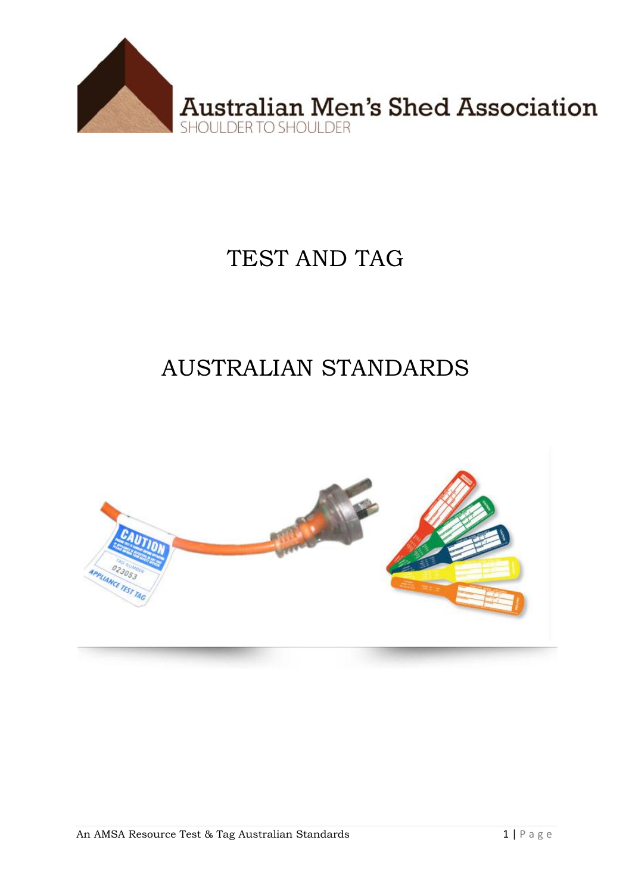Australian Men's Shed Association

SHOULDER TO SHOULDER

# TEST AND TAG

# AUSTRALIAN STANDARDS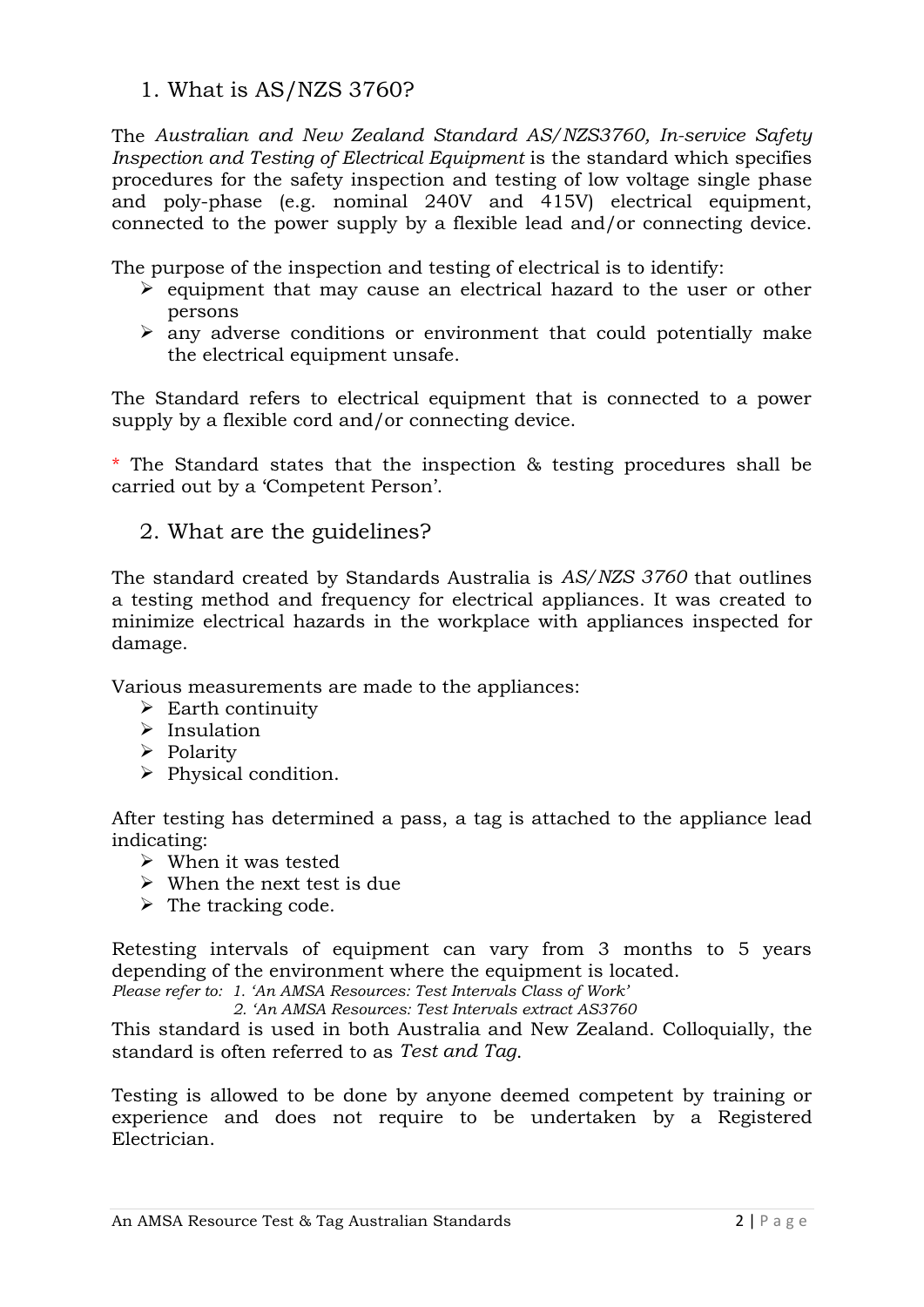## 1. What is AS/NZS 3760?

The *Australian and New Zealand Standard AS/NZS3760, In-service Safety Inspection and Testing of Electrical Equipment* is the standard which specifies procedures for the safety inspection and testing of low voltage single phase and poly-phase (e.g. nominal 240V and 415V) electrical equipment, connected to the power supply by a flexible lead and/or connecting device.

The purpose of the inspection and testing of electrical is to identify:

- equipment that may cause an electrical hazard to the user or other persons
- any adverse conditions or environment that could potentially make the electrical equipment unsafe.

The Standard refers to electrical equipment that is connected to a power supply by a flexible cord and/or connecting device.

* The Standard states that the inspection & testing procedures shall be carried out by a 'Competent Person'.

## 2. What are the guidelines?

The standard created by Standards Australia is *AS/NZS 3760* that outlines a testing method and frequency for electrical appliances. It was created to minimize electrical hazards in the workplace with appliances inspected for damage.

Various measurements are made to the appliances:

- Earth continuity
- Insulation
- Polarity
- Physical condition.

After testing has determined a pass, a tag is attached to the appliance lead indicating:

- When it was tested
- When the next test is due
- The tracking code.

Retesting intervals of equipment can vary from 3 months to 5 years depending of the environment where the equipment is located.

*Please refer to: 1. 'An AMSA Resources: Test Intervals Class of Work'*
*2. 'An AMSA Resources: Test Intervals extract AS3760*

This standard is used in both Australia and New Zealand. Colloquially, the standard is often referred to as *Test and Tag.*

Testing is allowed to be done by anyone deemed competent by training or experience and does not require to be undertaken by a Registered Electrician.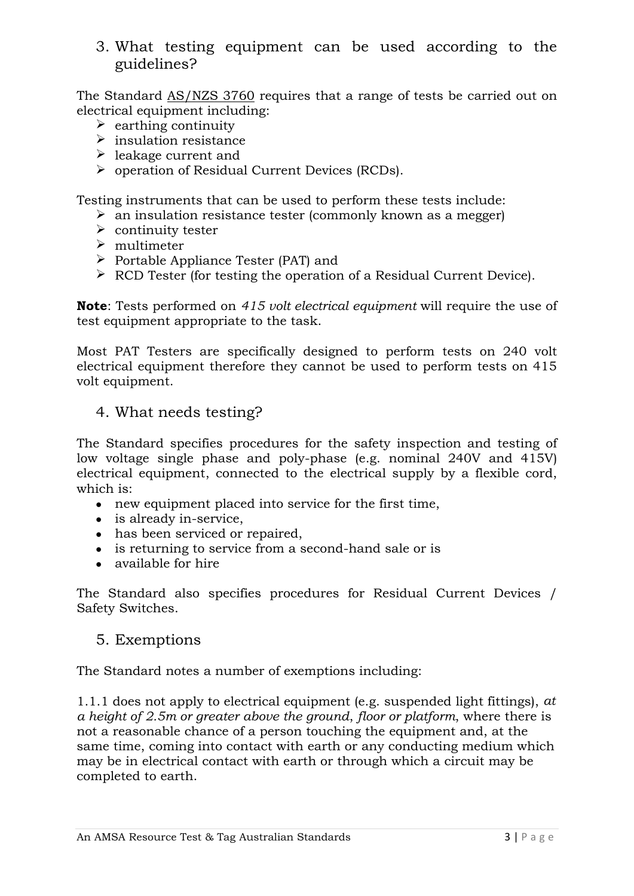## 3. What testing equipment can be used according to the guidelines?

The Standard AS/NZS 3760 requires that a range of tests be carried out on electrical equipment including:

- earthing continuity
- insulation resistance
- leakage current and
- operation of Residual Current Devices (RCDs).

Testing instruments that can be used to perform these tests include:

- an insulation resistance tester (commonly known as a megger)
- continuity tester
- multimeter
- Portable Appliance Tester (PAT) and
- RCD Tester (for testing the operation of a Residual Current Device).

**Note**: Tests performed on *415 volt electrical equipment* will require the use of test equipment appropriate to the task.

Most PAT Testers are specifically designed to perform tests on 240 volt electrical equipment therefore they cannot be used to perform tests on 415 volt equipment.

## 4. What needs testing?

The Standard specifies procedures for the safety inspection and testing of low voltage single phase and poly-phase (e.g. nominal 240V and 415V) electrical equipment, connected to the electrical supply by a flexible cord, which is:

- new equipment placed into service for the first time,
- is already in-service,
- has been serviced or repaired,
- is returning to service from a second-hand sale or is
- available for hire

The Standard also specifies procedures for Residual Current Devices / Safety Switches.

## 5. Exemptions

The Standard notes a number of exemptions including:

1.1.1 does not apply to electrical equipment (e.g. suspended light fittings), *at a height of 2.5m or greater above the ground*, *floor or platform*, where there is not a reasonable chance of a person touching the equipment and, at the same time, coming into contact with earth or any conducting medium which may be in electrical contact with earth or through which a circuit may be completed to earth.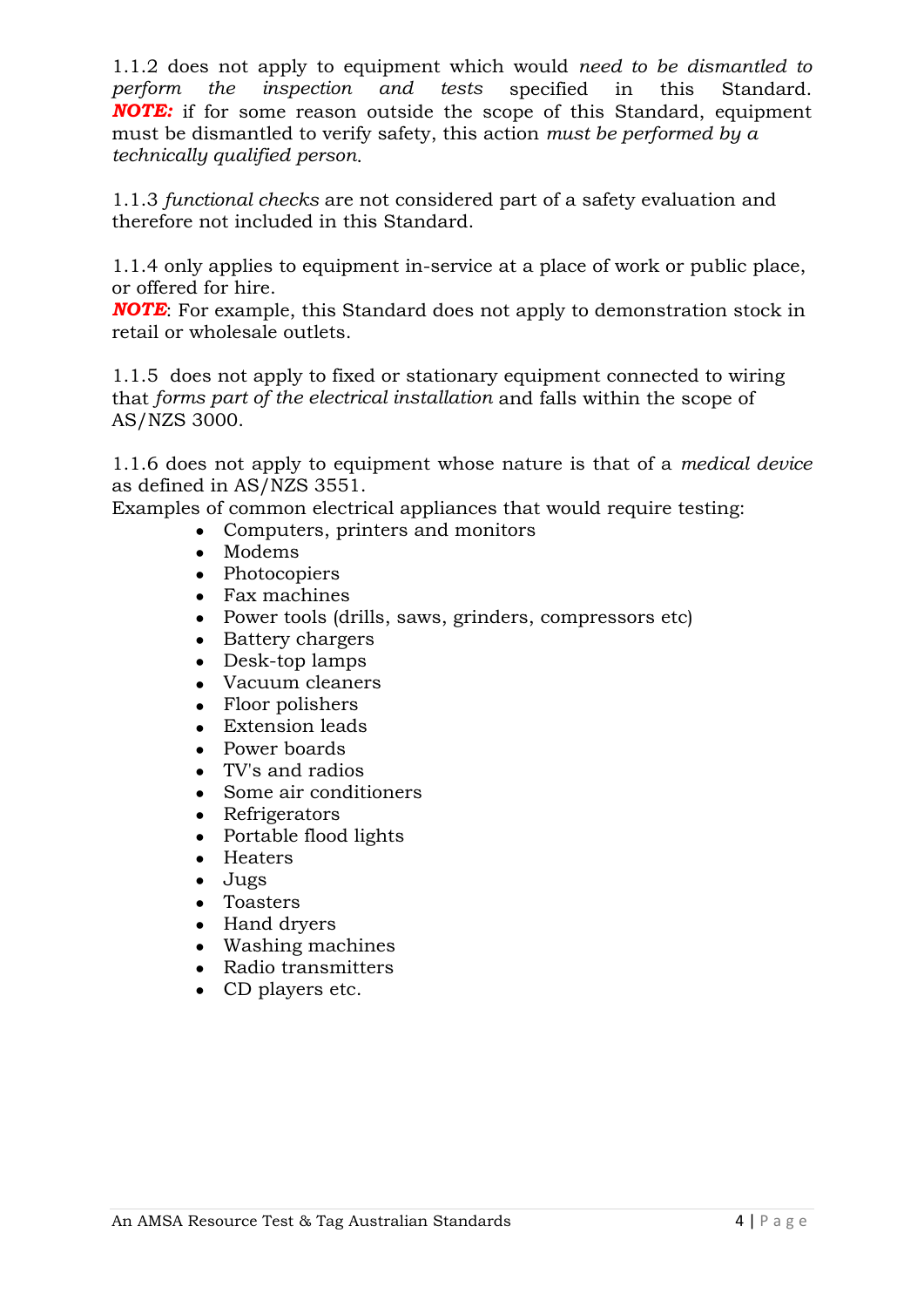1.1.2 does not apply to equipment which would *need to be dismantled to perform the inspection and tests* specified in this Standard. ***NOTE:*** if for some reason outside the scope of this Standard, equipment must be dismantled to verify safety, this action *must be performed by a technically qualified person.*

1.1.3 *functional checks* are not considered part of a safety evaluation and therefore not included in this Standard.

1.1.4 only applies to equipment in-service at a place of work or public place, or offered for hire.
***NOTE***: For example, this Standard does not apply to demonstration stock in retail or wholesale outlets.

1.1.5 does not apply to fixed or stationary equipment connected to wiring that *forms part of the electrical installation* and falls within the scope of AS/NZS 3000.

1.1.6 does not apply to equipment whose nature is that of a *medical device* as defined in AS/NZS 3551.
Examples of common electrical appliances that would require testing:

- Computers, printers and monitors
- Modems
- Photocopiers
- Fax machines
- Power tools (drills, saws, grinders, compressors etc)
- Battery chargers
- Desk-top lamps
- Vacuum cleaners
- Floor polishers
- Extension leads
- Power boards
- TV's and radios
- Some air conditioners
- Refrigerators
- Portable flood lights
- Heaters
- Jugs
- Toasters
- Hand dryers
- Washing machines
- Radio transmitters
- CD players etc.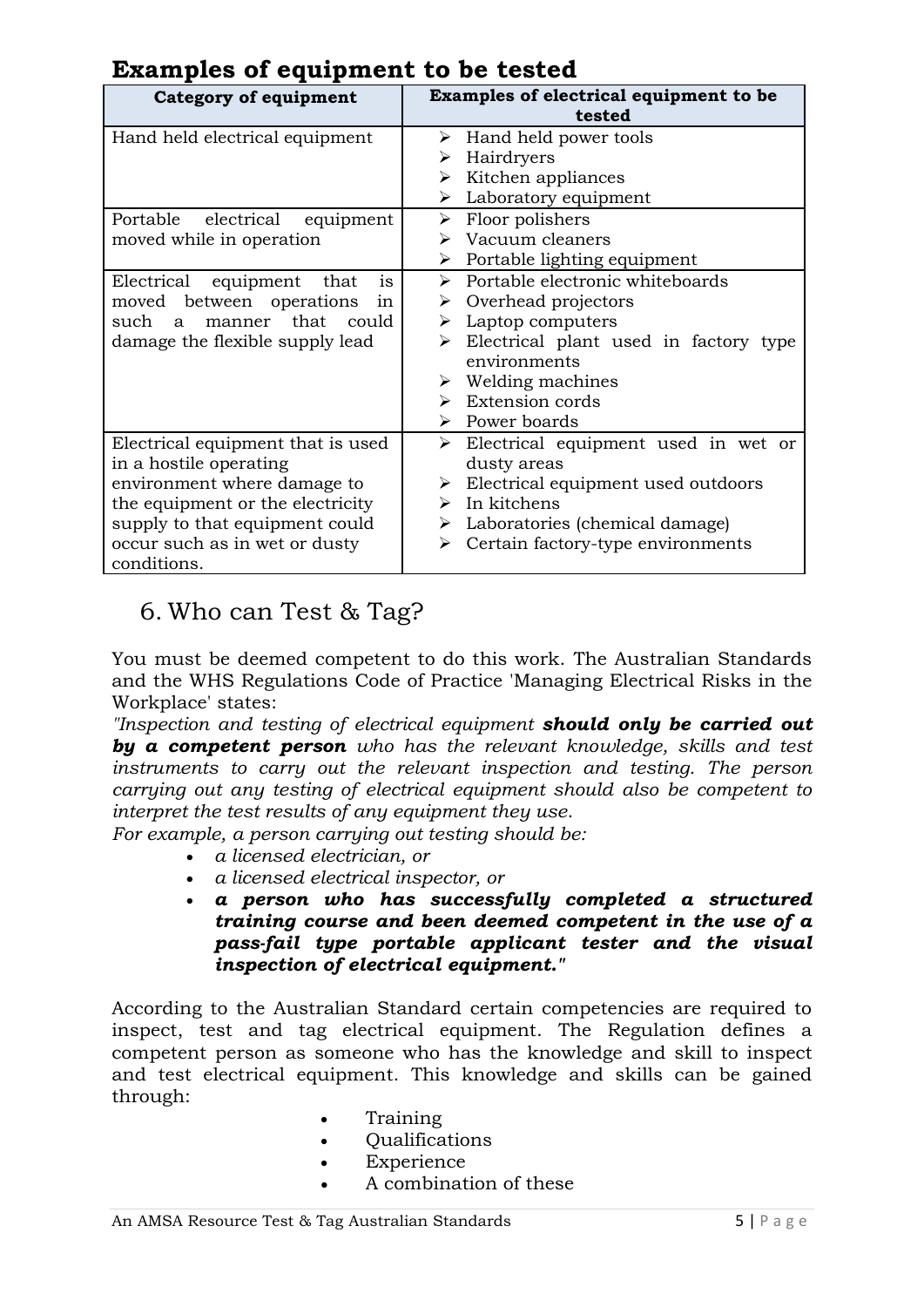## Examples of equipment to be tested

| Category of equipment | Examples of electrical equipment to be tested |
|---|---|
| Hand held electrical equipment | ➢ Hand held power tools<br>➢ Hairdryers<br>➢ Kitchen appliances<br>➢ Laboratory equipment |
| Portable electrical equipment moved while in operation | ➢ Floor polishers<br>➢ Vacuum cleaners<br>➢ Portable lighting equipment |
| Electrical equipment that is moved between operations in such a manner that could damage the flexible supply lead | ➢ Portable electronic whiteboards<br>➢ Overhead projectors<br>➢ Laptop computers<br>➢ Electrical plant used in factory type environments<br>➢ Welding machines<br>➢ Extension cords<br>➢ Power boards |
| Electrical equipment that is used in a hostile operating environment where damage to the equipment or the electricity supply to that equipment could occur such as in wet or dusty conditions. | ➢ Electrical equipment used in wet or dusty areas<br>➢ Electrical equipment used outdoors<br>➢ In kitchens<br>➢ Laboratories (chemical damage)<br>➢ Certain factory-type environments |

## 6. Who can Test & Tag?

You must be deemed competent to do this work. The Australian Standards and the WHS Regulations Code of Practice 'Managing Electrical Risks in the Workplace' states:

*"Inspection and testing of electrical equipment* ***should only be carried out by a competent person*** *who has the relevant knowledge, skills and test instruments to carry out the relevant inspection and testing. The person carrying out any testing of electrical equipment should also be competent to interpret the test results of any equipment they use.*

*For example, a person carrying out testing should be:*

- *a licensed electrician, or*
- *a licensed electrical inspector, or*
- ***a person who has successfully completed a structured training course and been deemed competent in the use of a pass-fail type portable applicant tester and the visual inspection of electrical equipment."***

According to the Australian Standard certain competencies are required to inspect, test and tag electrical equipment. The Regulation defines a competent person as someone who has the knowledge and skill to inspect and test electrical equipment. This knowledge and skills can be gained through:

- Training
- Qualifications
- Experience
- A combination of these